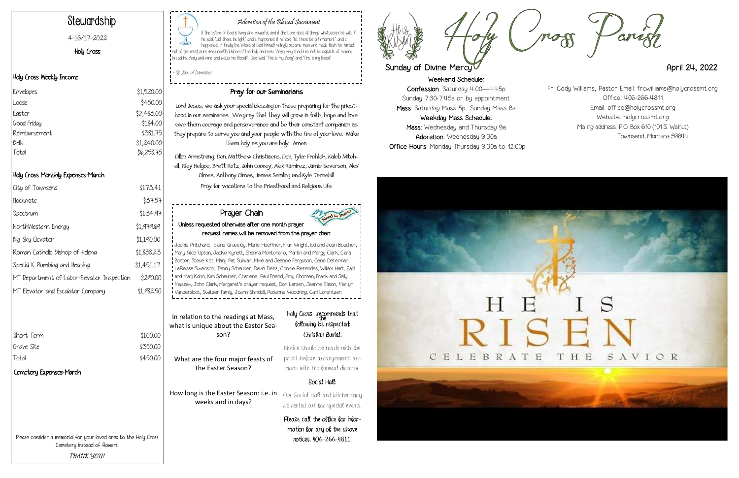# Stewardship

4-16/17-2022

Holy Cross

## Holy Cross Weekly Income

| | |
|---|---|
| Envelopes | $1,520.00 |
| Loose | $450.00 |
| Easter | $2,483.00 |
| Good Friday | $184.00 |
| Reimbursement | $381.75 |
| Bells | $1,240.00 |
| Total | $6,258.75 |

## Holy Cross Monthly Expenses-March

| | |
|---|---|
| City of Townsend | $173.41 |
| Flocknote | $37.57 |
| Spectrum | $134.97 |
| NorthWestern Energy | $1,979.69 |
| Big Sky Elevator | $1,190.00 |
| Roman Catholic Bishop of Helena | $1,838.23 |
| Special K Plumbing and Heating | $1,451.17 |
| MT Department of Labor-Elevator Inspection | $290.00 |
| MT Elevator and Escalator Company | $1,982.50 |

## Cemetery Expenses-March

| | |
|---|---|
| Short Term | $100.00 |
| Grave Site | $350.00 |
| Total | $450.00 |

Please consider a memorial for your loved ones to the Holy Cross Cemetery instead of flowers.

*THANK YOU!*

### *Adoration of the Blessed Sacrament*

If the Word of God is living and powerful, and if the Lord does all things whatsoever he wills; if he said, "Let there be light", and it happened, if he said, "let there be a firmament", and it happened... if finally the Word of God himself willingly became man and made flesh for himself out of the most pure and undefiled blood of the holy and ever Virgin, why should he not be capable of making bread his Body and wine and water his Blood?... God said, "This is my Body", and "This is my Blood"

- St. John of Damascus

### Pray for our Seminarians

Lord Jesus, we ask your special blessing on those preparing for the priesthood in our seminaries. We pray that they will grow in faith, hope and love. Give them courage and perseverance and be their constant companion as they prepare to serve you and your people with the fire of your love. Make them holy as you are holy. Amen.

Dillon Armstrong, Dcn. Matthew Christiaens, Dcn. Tyler Frohlich, Kaleb Mitchell, Riley Helgoe, Brett Rotz, John Cooney, Alex Ramirez, Jamie Severson, Alex Olmes, Anthony Olmes, James Semling and Kyle Tannehill.

Pray for vocations to the Priesthood and Religious Life.

### Prayer Chain

**Unless requested otherwise after one month prayer request names will be removed from the prayer chain:**

Joanie Pritchard, Elaine Graveley, Marie Hoeffner, Fran Wright, Ed and Jean Boucher, Mary Alice Upton, Jackie Kynett, Shanna Montonario, Martin and Margy Clark, Clara Boster, Steve Kitt, Mary Pat Sullivan, Mike and Jeannie Ferguson, Gene Determan, LaReissa Swenson, Jenny Schauber, David Deitz, Connie Rezendes, William Hart, Earl and Marj Kohn, Kim Schauber, Charlene, Paul Friend, Amy Ghorsen, Frank and Sally Majszak, John Clark, Margaret's prayer request, Don Larsen, Jeanne Ellison, Marilyn Vandersloot, Switzer family, Joann Shindoll, Roxanne Woodring, Carl Lorentzen

In relation to the readings at Mass, what is unique about the Easter Season?

What are the four major feasts of the Easter Season?

How long is the Easter Season: i.e. in weeks and in days?

Holy Cross recommends that the following be respected:

**Christian Burial:**

Notice should be made with the priest before arrangements are made with the funeral director.

**Social Hall:**

Our Social Hall and kitchen may be rented out for special events.

Please call the office for information for any of the above notices, 406-266-4811.

# Holy Cross Parish

**Sunday of Divine Mercy** — **April 24, 2022**

**Weekend Schedule:**

**Confession**: Saturday 4:00—4:45p
Sunday 7:30-7:45a or by appointment

**Mass**: Saturday Mass 5p Sunday Mass 8a

**Weekday Mass Schedule:**

**Mass**: Wednesday and Thursday 9a

**Adoration**: Wednesday 9:30a

**Office Hours**: Monday-Thursday 9:30a to 12:00p

Fr. Cody Williams, Pastor Email: frcwilliams@holycrossmt.org
Office: 406-266-4811
Email: office@holycrossmt.org
Website: holycrossmt.org
Mailing address: P.O. Box 610 (101 S. Walnut)
Townsend, Montana 59644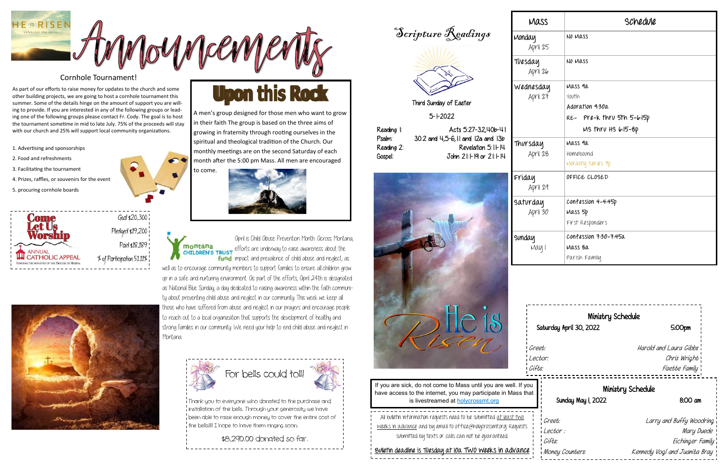# Announcements

## Cornhole Tournament!

As part of our efforts to raise money for updates to the church and some other building projects, we are going to host a cornhole tournament this summer. Some of the details hinge on the amount of support you are willing to provide. If you are interested in any of the following groups please contact Fr. Cody. The goal is to host the tournament sometime in mid to late July. 75% of the proceeds will stay with our church and 25% will support local community organizations.

1. Advertising and sponsorships
2. Food and refreshments
3. Facilitating the tournament
4. Prizes, raffles, or souvenirs for the event
5. procuring cornhole boards

**Come Let Us Worship** — ANNUAL CATHOLIC APPEAL — Funding the Ministry of the Diocese of Helena

Goal $20,300
Pledged $19,200
Paid $18,189
% of Participation 51.11%

## Upon this Rock

A men's group designed for those men who want to grow in their faith The group is based on the three aims of growing in fraternity through rooting ourselves in the spiritual and theological tradition of the Church. Our monthly meetings are on the second Saturday of each month after the 5:00 pm Mass. All men are encouraged to come.

**Montana Children's Trust Fund**

April is Child Abuse Prevention Month. Across Montana, efforts are underway to raise awareness about the impact and prevalence of child abuse and neglect, as well as to encourage community members to support families to ensure all children grow up in a safe and nurturing environment. As part of the efforts, April 24th is designated as National Blue Sunday, a day dedicated to raising awareness within the faith community about preventing child abuse and neglect in our community. This week we keep all those who have suffered from abuse and neglect in our prayers and encourage people to reach out to a local organization that supports the development of healthy and strong families in our community. We need your help to end child abuse and neglect in Montana.

## For bells could toll!

Thank you to everyone who donated to the purchase and installation of the bells. Through your generosity we have been able to raise enough money to cover the entire cost of the bells!!!! I hope to have them ringing soon.

$8,290.00 donated so far.

## Scripture Readings

Third Sunday of Easter

5-1-2022

| | |
|---|---|
| Reading 1: | Acts 5:27-32,40b-41 |
| Psalm: | 30:2 and 4,5-6,11 and 12a and 13b |
| Reading 2: | Revelation 5:11-14 |
| Gospel: | John 21:1-19 or 21:1-14 |

He is Risen

If you are sick, do not come to Mass until you are well. If you have access to the internet, you may participate in Mass that is livestreamed at holycrossmt.org

All bulletin information requests need to be submitted at least two weeks in advance and by email to office@holycrossmt.org. Requests submitted by texts or calls can not be guaranteed.

Bulletin deadline is Tuesday at 10a. TWO weeks in advance

## Mass Schedule

| Mass | Schedule |
|---|---|
| Monday April 25 | No Mass |
| Tuesday April 26 | No Mass |
| Wednesday April 27 | Mass 9a<br>Youth<br>Adoration 9:30a<br>RE- Pre-K thru 5th 5-6:15p<br>MS thru HS 6:15-8p |
| Thursday April 28 | Mass 9a<br>Homebound<br>Morality Series 7p |
| Friday April 29 | OFFICE CLOSED |
| Saturday April 30 | Confession 4-4:45p<br>Mass 5p<br>First Responders |
| Sunday May 1 | Confession 7:30-7:45a<br>Mass 8a<br>Parish Family |

## Ministry Schedule

Saturday April 30, 2022 — 5:00pm

| | |
|---|---|
| Greet: | Harold and Laura Gibbs |
| Lector: | Chris Wright |
| Gifts: | Fisette Family |

## Ministry Schedule

Sunday May 1, 2022 — 8:00 am

| | |
|---|---|
| Greet: | Larry and Buffy Woodring |
| Lector : | Mary Duede |
| Gifts: | Eichinger Family |
| Money Counters: | Kennedy Vogl and Juanita Bray |